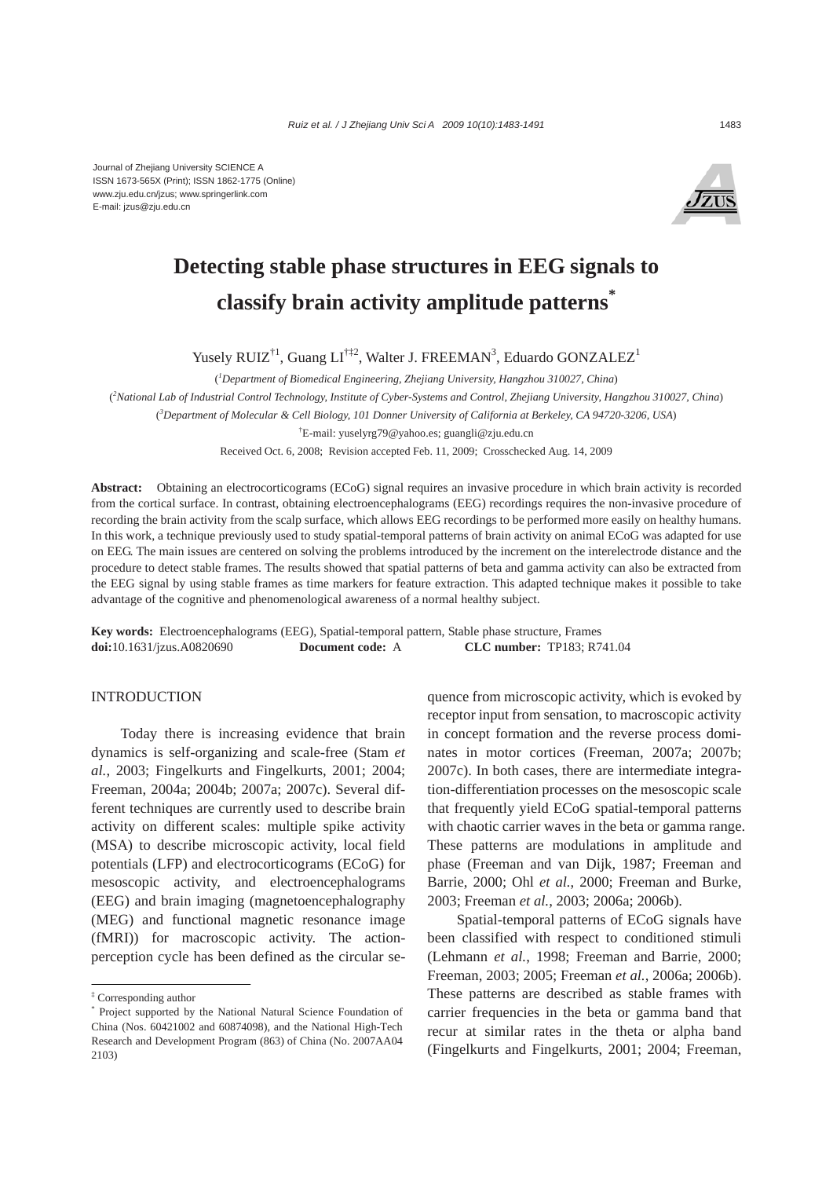Journal of Zhejiang University SCIENCE A
ISSN 1673-565X (Print); ISSN 1862-1775 (Online)
www.zju.edu.cn/jzus; www.springerlink.com
E-mail: jzus@zju.edu.cn

# Detecting stable phase structures in EEG signals to classify brain activity amplitude patterns*

Yusely RUIZ[†1], Guang LI[†‡2], Walter J. FREEMAN[3], Eduardo GONZALEZ[1]

([1]*Department of Biomedical Engineering, Zhejiang University, Hangzhou 310027, China*)

([2]*National Lab of Industrial Control Technology, Institute of Cyber-Systems and Control, Zhejiang University, Hangzhou 310027, China*)

([3]*Department of Molecular & Cell Biology, 101 Donner University of California at Berkeley, CA 94720-3206, USA*)

[†]E-mail: yuselyrg79@yahoo.es; guangli@zju.edu.cn

Received Oct. 6, 2008; Revision accepted Feb. 11, 2009; Crosschecked Aug. 14, 2009

**Abstract:** Obtaining an electrocorticograms (ECoG) signal requires an invasive procedure in which brain activity is recorded from the cortical surface. In contrast, obtaining electroencephalograms (EEG) recordings requires the non-invasive procedure of recording the brain activity from the scalp surface, which allows EEG recordings to be performed more easily on healthy humans. In this work, a technique previously used to study spatial-temporal patterns of brain activity on animal ECoG was adapted for use on EEG. The main issues are centered on solving the problems introduced by the increment on the interelectrode distance and the procedure to detect stable frames. The results showed that spatial patterns of beta and gamma activity can also be extracted from the EEG signal by using stable frames as time markers for feature extraction. This adapted technique makes it possible to take advantage of the cognitive and phenomenological awareness of a normal healthy subject.

**Key words:** Electroencephalograms (EEG), Spatial-temporal pattern, Stable phase structure, Frames
**doi:**10.1631/jzus.A0820690 **Document code:** A **CLC number:** TP183; R741.04

## INTRODUCTION

Today there is increasing evidence that brain dynamics is self-organizing and scale-free (Stam *et al.*, 2003; Fingelkurts and Fingelkurts, 2001; 2004; Freeman, 2004a; 2004b; 2007a; 2007c). Several different techniques are currently used to describe brain activity on different scales: multiple spike activity (MSA) to describe microscopic activity, local field potentials (LFP) and electrocorticograms (ECoG) for mesoscopic activity, and electroencephalograms (EEG) and brain imaging (magnetoencephalography (MEG) and functional magnetic resonance image (fMRI)) for macroscopic activity. The action-perception cycle has been defined as the circular sequence from microscopic activity, which is evoked by receptor input from sensation, to macroscopic activity in concept formation and the reverse process dominates in motor cortices (Freeman, 2007a; 2007b; 2007c). In both cases, there are intermediate integration-differentiation processes on the mesoscopic scale that frequently yield ECoG spatial-temporal patterns with chaotic carrier waves in the beta or gamma range. These patterns are modulations in amplitude and phase (Freeman and van Dijk, 1987; Freeman and Barrie, 2000; Ohl *et al.*, 2000; Freeman and Burke, 2003; Freeman *et al.*, 2003; 2006a; 2006b).

Spatial-temporal patterns of ECoG signals have been classified with respect to conditioned stimuli (Lehmann *et al.*, 1998; Freeman and Barrie, 2000; Freeman, 2003; 2005; Freeman *et al.*, 2006a; 2006b). These patterns are described as stable frames with carrier frequencies in the beta or gamma band that recur at similar rates in the theta or alpha band (Fingelkurts and Fingelkurts, 2001; 2004; Freeman,

---

[‡] Corresponding author

[*] Project supported by the National Natural Science Foundation of China (Nos. 60421002 and 60874098), and the National High-Tech Research and Development Program (863) of China (No. 2007AA04 2103)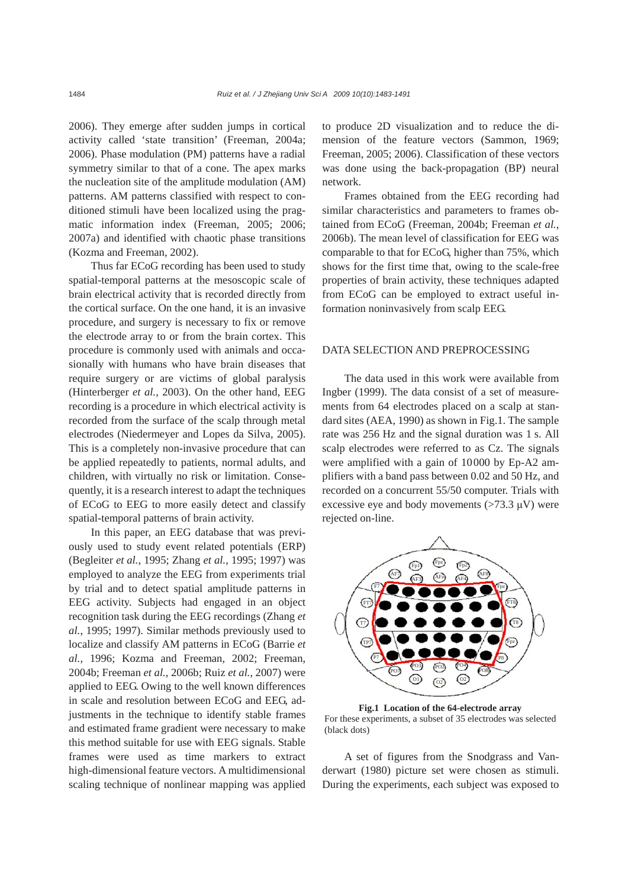2006). They emerge after sudden jumps in cortical activity called 'state transition' (Freeman, 2004a; 2006). Phase modulation (PM) patterns have a radial symmetry similar to that of a cone. The apex marks the nucleation site of the amplitude modulation (AM) patterns. AM patterns classified with respect to conditioned stimuli have been localized using the pragmatic information index (Freeman, 2005; 2006; 2007a) and identified with chaotic phase transitions (Kozma and Freeman, 2002).

Thus far ECoG recording has been used to study spatial-temporal patterns at the mesoscopic scale of brain electrical activity that is recorded directly from the cortical surface. On the one hand, it is an invasive procedure, and surgery is necessary to fix or remove the electrode array to or from the brain cortex. This procedure is commonly used with animals and occasionally with humans who have brain diseases that require surgery or are victims of global paralysis (Hinterberger *et al.*, 2003). On the other hand, EEG recording is a procedure in which electrical activity is recorded from the surface of the scalp through metal electrodes (Niedermeyer and Lopes da Silva, 2005). This is a completely non-invasive procedure that can be applied repeatedly to patients, normal adults, and children, with virtually no risk or limitation. Consequently, it is a research interest to adapt the techniques of ECoG to EEG to more easily detect and classify spatial-temporal patterns of brain activity.

In this paper, an EEG database that was previously used to study event related potentials (ERP) (Begleiter *et al.*, 1995; Zhang *et al.*, 1995; 1997) was employed to analyze the EEG from experiments trial by trial and to detect spatial amplitude patterns in EEG activity. Subjects had engaged in an object recognition task during the EEG recordings (Zhang *et al.*, 1995; 1997). Similar methods previously used to localize and classify AM patterns in ECoG (Barrie *et al.*, 1996; Kozma and Freeman, 2002; Freeman, 2004b; Freeman *et al.*, 2006b; Ruiz *et al.*, 2007) were applied to EEG. Owing to the well known differences in scale and resolution between ECoG and EEG, adjustments in the technique to identify stable frames and estimated frame gradient were necessary to make this method suitable for use with EEG signals. Stable frames were used as time markers to extract high-dimensional feature vectors. A multidimensional scaling technique of nonlinear mapping was applied to produce 2D visualization and to reduce the dimension of the feature vectors (Sammon, 1969; Freeman, 2005; 2006). Classification of these vectors was done using the back-propagation (BP) neural network.

Frames obtained from the EEG recording had similar characteristics and parameters to frames obtained from ECoG (Freeman, 2004b; Freeman *et al.*, 2006b). The mean level of classification for EEG was comparable to that for ECoG, higher than 75%, which shows for the first time that, owing to the scale-free properties of brain activity, these techniques adapted from ECoG can be employed to extract useful information noninvasively from scalp EEG.

## DATA SELECTION AND PREPROCESSING

The data used in this work were available from Ingber (1999). The data consist of a set of measurements from 64 electrodes placed on a scalp at standard sites (AEA, 1990) as shown in Fig.1. The sample rate was 256 Hz and the signal duration was 1 s. All scalp electrodes were referred to as Cz. The signals were amplified with a gain of 10000 by Ep-A2 amplifiers with a band pass between 0.02 and 50 Hz, and recorded on a concurrent 55/50 computer. Trials with excessive eye and body movements (>73.3 μV) were rejected on-line.

**Fig.1 Location of the 64-electrode array**
For these experiments, a subset of 35 electrodes was selected (black dots)

A set of figures from the Snodgrass and Vanderwart (1980) picture set were chosen as stimuli. During the experiments, each subject was exposed to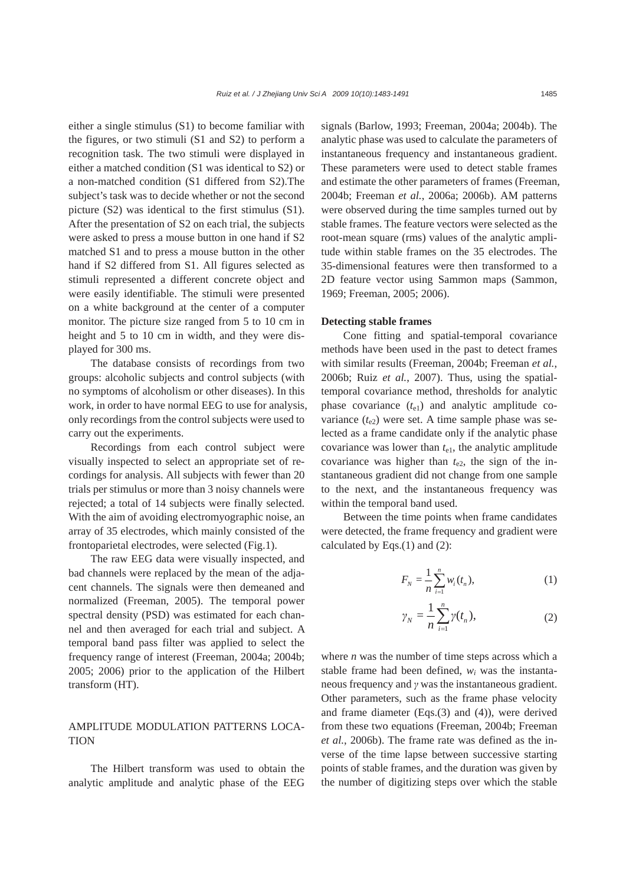either a single stimulus (S1) to become familiar with the figures, or two stimuli (S1 and S2) to perform a recognition task. The two stimuli were displayed in either a matched condition (S1 was identical to S2) or a non-matched condition (S1 differed from S2).The subject's task was to decide whether or not the second picture (S2) was identical to the first stimulus (S1). After the presentation of S2 on each trial, the subjects were asked to press a mouse button in one hand if S2 matched S1 and to press a mouse button in the other hand if S2 differed from S1. All figures selected as stimuli represented a different concrete object and were easily identifiable. The stimuli were presented on a white background at the center of a computer monitor. The picture size ranged from 5 to 10 cm in height and 5 to 10 cm in width, and they were displayed for 300 ms.

The database consists of recordings from two groups: alcoholic subjects and control subjects (with no symptoms of alcoholism or other diseases). In this work, in order to have normal EEG to use for analysis, only recordings from the control subjects were used to carry out the experiments.

Recordings from each control subject were visually inspected to select an appropriate set of recordings for analysis. All subjects with fewer than 20 trials per stimulus or more than 3 noisy channels were rejected; a total of 14 subjects were finally selected. With the aim of avoiding electromyographic noise, an array of 35 electrodes, which mainly consisted of the frontoparietal electrodes, were selected (Fig.1).

The raw EEG data were visually inspected, and bad channels were replaced by the mean of the adjacent channels. The signals were then demeaned and normalized (Freeman, 2005). The temporal power spectral density (PSD) was estimated for each channel and then averaged for each trial and subject. A temporal band pass filter was applied to select the frequency range of interest (Freeman, 2004a; 2004b; 2005; 2006) prior to the application of the Hilbert transform (HT).

## AMPLITUDE MODULATION PATTERNS LOCATION

The Hilbert transform was used to obtain the analytic amplitude and analytic phase of the EEG signals (Barlow, 1993; Freeman, 2004a; 2004b). The analytic phase was used to calculate the parameters of instantaneous frequency and instantaneous gradient. These parameters were used to detect stable frames and estimate the other parameters of frames (Freeman, 2004b; Freeman *et al.*, 2006a; 2006b). AM patterns were observed during the time samples turned out by stable frames. The feature vectors were selected as the root-mean square (rms) values of the analytic amplitude within stable frames on the 35 electrodes. The 35-dimensional features were then transformed to a 2D feature vector using Sammon maps (Sammon, 1969; Freeman, 2005; 2006).

### Detecting stable frames

Cone fitting and spatial-temporal covariance methods have been used in the past to detect frames with similar results (Freeman, 2004b; Freeman *et al.*, 2006b; Ruiz *et al.*, 2007). Thus, using the spatial-temporal covariance method, thresholds for analytic phase covariance ($t_{e1}$) and analytic amplitude covariance ($t_{e2}$) were set. A time sample phase was selected as a frame candidate only if the analytic phase covariance was lower than $t_{e1}$, the analytic amplitude covariance was higher than $t_{e2}$, the sign of the instantaneous gradient did not change from one sample to the next, and the instantaneous frequency was within the temporal band used.

Between the time points when frame candidates were detected, the frame frequency and gradient were calculated by Eqs.(1) and (2):

$$F_N = \frac{1}{n}\sum_{i=1}^{n} w_i(t_n), \tag{1}$$

$$\gamma_N = \frac{1}{n}\sum_{i=1}^{n} \gamma(t_n), \tag{2}$$

where $n$ was the number of time steps across which a stable frame had been defined, $w_i$ was the instantaneous frequency and $\gamma$ was the instantaneous gradient. Other parameters, such as the frame phase velocity and frame diameter (Eqs.(3) and (4)), were derived from these two equations (Freeman, 2004b; Freeman *et al.*, 2006b). The frame rate was defined as the inverse of the time lapse between successive starting points of stable frames, and the duration was given by the number of digitizing steps over which the stable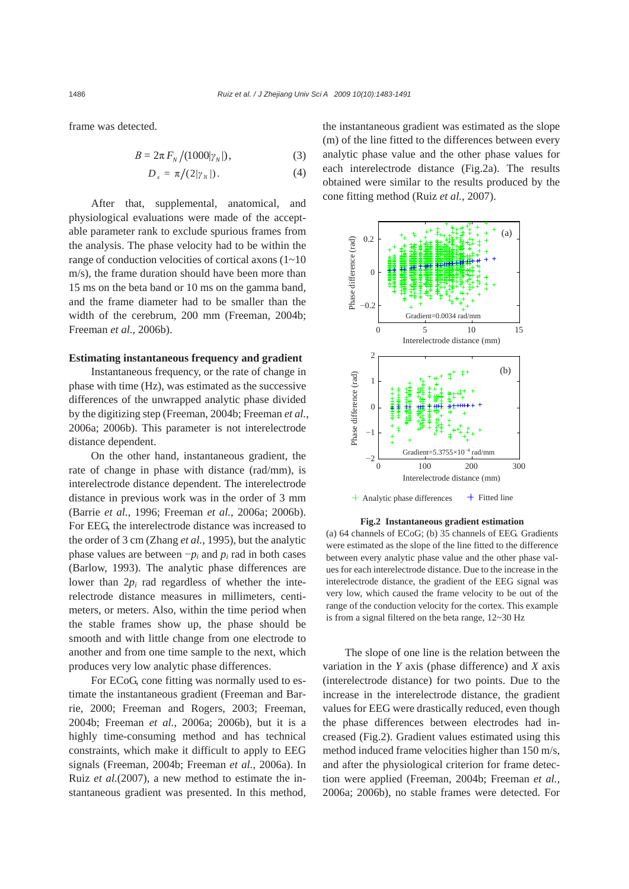frame was detected.

$$B = 2\pi F_N / (1000|\gamma_N|), \tag{3}$$

$$D_x = \pi / (2|\gamma_N|). \tag{4}$$

After that, supplemental, anatomical, and physiological evaluations were made of the acceptable parameter rank to exclude spurious frames from the analysis. The phase velocity had to be within the range of conduction velocities of cortical axons (1~10 m/s), the frame duration should have been more than 15 ms on the beta band or 10 ms on the gamma band, and the frame diameter had to be smaller than the width of the cerebrum, 200 mm (Freeman, 2004b; Freeman *et al.*, 2006b).

**Estimating instantaneous frequency and gradient**

Instantaneous frequency, or the rate of change in phase with time (Hz), was estimated as the successive differences of the unwrapped analytic phase divided by the digitizing step (Freeman, 2004b; Freeman *et al.*, 2006a; 2006b). This parameter is not interelectrode distance dependent.

On the other hand, instantaneous gradient, the rate of change in phase with distance (rad/mm), is interelectrode distance dependent. The interelectrode distance in previous work was in the order of 3 mm (Barrie *et al.*, 1996; Freeman *et al.*, 2006a; 2006b). For EEG, the interelectrode distance was increased to the order of 3 cm (Zhang *et al.*, 1995), but the analytic phase values are between $-p_i$ and $p_i$ rad in both cases (Barlow, 1993). The analytic phase differences are lower than $2p_i$ rad regardless of whether the interelectrode distance measures in millimeters, centimeters, or meters. Also, within the time period when the stable frames show up, the phase should be smooth and with little change from one electrode to another and from one time sample to the next, which produces very low analytic phase differences.

For ECoG, cone fitting was normally used to estimate the instantaneous gradient (Freeman and Barrie, 2000; Freeman and Rogers, 2003; Freeman, 2004b; Freeman *et al.*, 2006a; 2006b), but it is a highly time-consuming method and has technical constraints, which make it difficult to apply to EEG signals (Freeman, 2004b; Freeman *et al.*, 2006a). In Ruiz *et al.*(2007), a new method to estimate the instantaneous gradient was presented. In this method, the instantaneous gradient was estimated as the slope (m) of the line fitted to the differences between every analytic phase value and the other phase values for each interelectrode distance (Fig.2a). The results obtained were similar to the results produced by the cone fitting method (Ruiz *et al.*, 2007).

**Fig.2 Instantaneous gradient estimation**

(a) 64 channels of ECoG; (b) 35 channels of EEG. Gradients were estimated as the slope of the line fitted to the difference between every analytic phase value and the other phase values for each interelectrode distance. Due to the increase in the interelectrode distance, the gradient of the EEG signal was very low, which caused the frame velocity to be out of the range of the conduction velocity for the cortex. This example is from a signal filtered on the beta range, 12~30 Hz

The slope of one line is the relation between the variation in the *Y* axis (phase difference) and *X* axis (interelectrode distance) for two points. Due to the increase in the interelectrode distance, the gradient values for EEG were drastically reduced, even though the phase differences between electrodes had increased (Fig.2). Gradient values estimated using this method induced frame velocities higher than 150 m/s, and after the physiological criterion for frame detection were applied (Freeman, 2004b; Freeman *et al.*, 2006a; 2006b), no stable frames were detected. For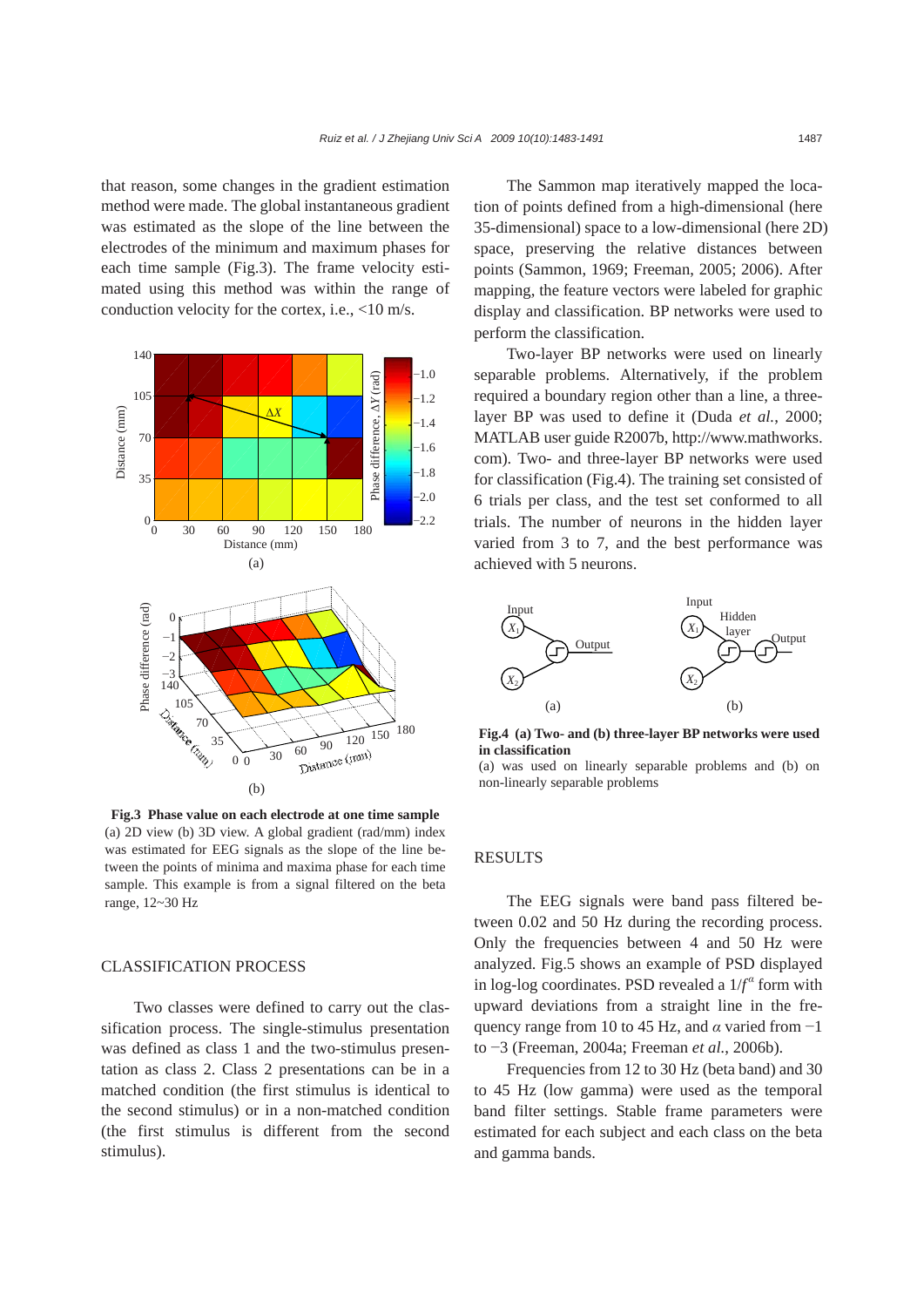that reason, some changes in the gradient estimation method were made. The global instantaneous gradient was estimated as the slope of the line between the electrodes of the minimum and maximum phases for each time sample (Fig.3). The frame velocity estimated using this method was within the range of conduction velocity for the cortex, i.e., <10 m/s.

**Fig.3 Phase value on each electrode at one time sample**
(a) 2D view (b) 3D view. A global gradient (rad/mm) index was estimated for EEG signals as the slope of the line between the points of minima and maxima phase for each time sample. This example is from a signal filtered on the beta range, 12~30 Hz

## CLASSIFICATION PROCESS

Two classes were defined to carry out the classification process. The single-stimulus presentation was defined as class 1 and the two-stimulus presentation as class 2. Class 2 presentations can be in a matched condition (the first stimulus is identical to the second stimulus) or in a non-matched condition (the first stimulus is different from the second stimulus).

The Sammon map iteratively mapped the location of points defined from a high-dimensional (here 35-dimensional) space to a low-dimensional (here 2D) space, preserving the relative distances between points (Sammon, 1969; Freeman, 2005; 2006). After mapping, the feature vectors were labeled for graphic display and classification. BP networks were used to perform the classification.

Two-layer BP networks were used on linearly separable problems. Alternatively, if the problem required a boundary region other than a line, a three-layer BP was used to define it (Duda *et al.*, 2000; MATLAB user guide R2007b, http://www.mathworks.com). Two- and three-layer BP networks were used for classification (Fig.4). The training set consisted of 6 trials per class, and the test set conformed to all trials. The number of neurons in the hidden layer varied from 3 to 7, and the best performance was achieved with 5 neurons.

**Fig.4 (a) Two- and (b) three-layer BP networks were used in classification**
(a) was used on linearly separable problems and (b) on non-linearly separable problems

## RESULTS

The EEG signals were band pass filtered between 0.02 and 50 Hz during the recording process. Only the frequencies between 4 and 50 Hz were analyzed. Fig.5 shows an example of PSD displayed in log-log coordinates. PSD revealed a $1/f^{\alpha}$ form with upward deviations from a straight line in the frequency range from 10 to 45 Hz, and $\alpha$ varied from −1 to −3 (Freeman, 2004a; Freeman *et al.*, 2006b).

Frequencies from 12 to 30 Hz (beta band) and 30 to 45 Hz (low gamma) were used as the temporal band filter settings. Stable frame parameters were estimated for each subject and each class on the beta and gamma bands.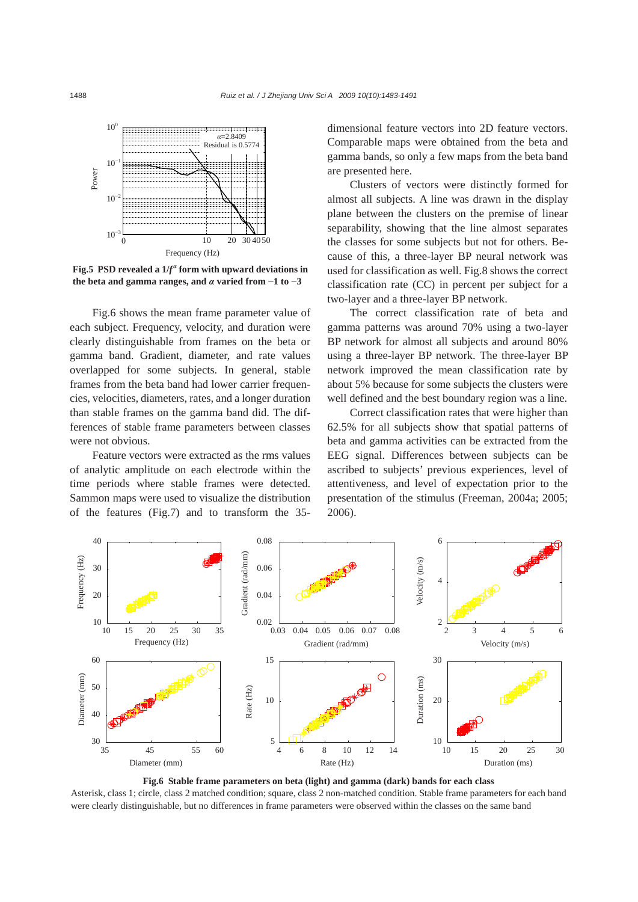Fig.5 **PSD revealed a $1/f^{\alpha}$ form with upward deviations in the beta and gamma ranges, and $\alpha$ varied from −1 to −3**

Fig.6 shows the mean frame parameter value of each subject. Frequency, velocity, and duration were clearly distinguishable from frames on the beta or gamma band. Gradient, diameter, and rate values overlapped for some subjects. In general, stable frames from the beta band had lower carrier frequencies, velocities, diameters, rates, and a longer duration than stable frames on the gamma band did. The differences of stable frame parameters between classes were not obvious.

Feature vectors were extracted as the rms values of analytic amplitude on each electrode within the time periods where stable frames were detected. Sammon maps were used to visualize the distribution of the features (Fig.7) and to transform the 35-dimensional feature vectors into 2D feature vectors. Comparable maps were obtained from the beta and gamma bands, so only a few maps from the beta band are presented here.

Clusters of vectors were distinctly formed for almost all subjects. A line was drawn in the display plane between the clusters on the premise of linear separability, showing that the line almost separates the classes for some subjects but not for others. Because of this, a three-layer BP neural network was used for classification as well. Fig.8 shows the correct classification rate (CC) in percent per subject for a two-layer and a three-layer BP network.

The correct classification rate of beta and gamma patterns was around 70% using a two-layer BP network for almost all subjects and around 80% using a three-layer BP network. The three-layer BP network improved the mean classification rate by about 5% because for some subjects the clusters were well defined and the best boundary region was a line.

Correct classification rates that were higher than 62.5% for all subjects show that spatial patterns of beta and gamma activities can be extracted from the EEG signal. Differences between subjects can be ascribed to subjects' previous experiences, level of attentiveness, and level of expectation prior to the presentation of the stimulus (Freeman, 2004a; 2005; 2006).

**Fig.6 Stable frame parameters on beta (light) and gamma (dark) bands for each class**

Asterisk, class 1; circle, class 2 matched condition; square, class 2 non-matched condition. Stable frame parameters for each band were clearly distinguishable, but no differences in frame parameters were observed within the classes on the same band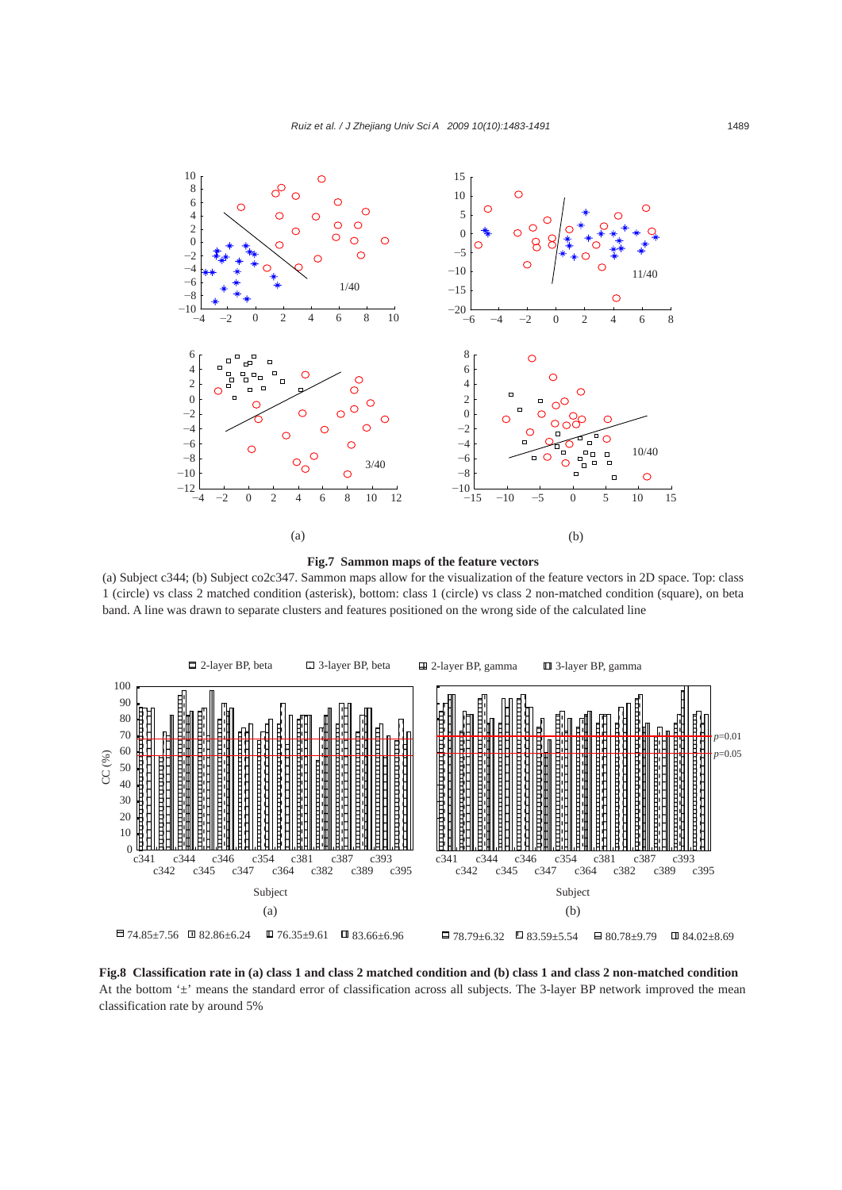**Fig.7 Sammon maps of the feature vectors**

(a) Subject c344; (b) Subject co2c347. Sammon maps allow for the visualization of the feature vectors in 2D space. Top: class 1 (circle) vs class 2 matched condition (asterisk), bottom: class 1 (circle) vs class 2 non-matched condition (square), on beta band. A line was drawn to separate clusters and features positioned on the wrong side of the calculated line

**Fig.8 Classification rate in (a) class 1 and class 2 matched condition and (b) class 1 and class 2 non-matched condition**

At the bottom '±' means the standard error of classification across all subjects. The 3-layer BP network improved the mean classification rate by around 5%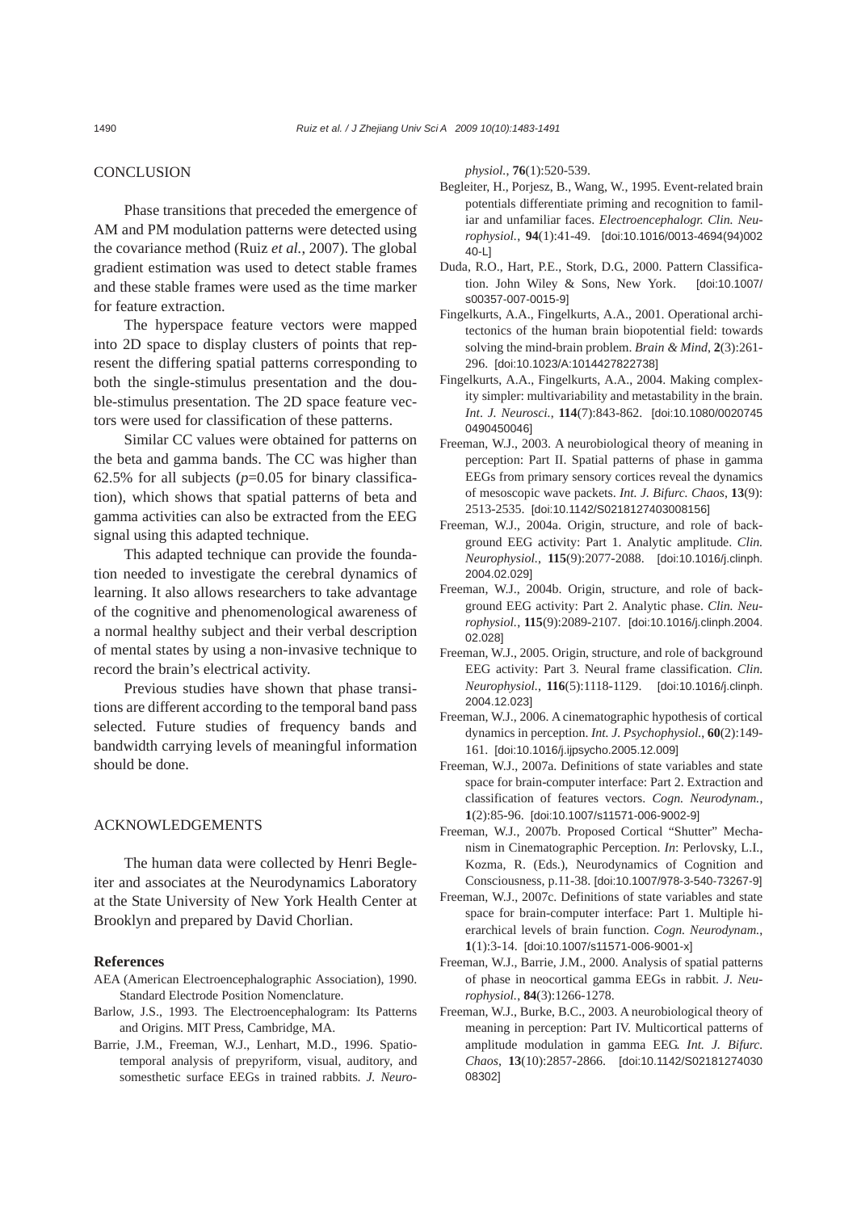## CONCLUSION

Phase transitions that preceded the emergence of AM and PM modulation patterns were detected using the covariance method (Ruiz *et al.*, 2007). The global gradient estimation was used to detect stable frames and these stable frames were used as the time marker for feature extraction.

The hyperspace feature vectors were mapped into 2D space to display clusters of points that represent the differing spatial patterns corresponding to both the single-stimulus presentation and the double-stimulus presentation. The 2D space feature vectors were used for classification of these patterns.

Similar CC values were obtained for patterns on the beta and gamma bands. The CC was higher than 62.5% for all subjects ($p$=0.05 for binary classification), which shows that spatial patterns of beta and gamma activities can also be extracted from the EEG signal using this adapted technique.

This adapted technique can provide the foundation needed to investigate the cerebral dynamics of learning. It also allows researchers to take advantage of the cognitive and phenomenological awareness of a normal healthy subject and their verbal description of mental states by using a non-invasive technique to record the brain's electrical activity.

Previous studies have shown that phase transitions are different according to the temporal band pass selected. Future studies of frequency bands and bandwidth carrying levels of meaningful information should be done.

## ACKNOWLEDGEMENTS

The human data were collected by Henri Begleiter and associates at the Neurodynamics Laboratory at the State University of New York Health Center at Brooklyn and prepared by David Chorlian.

## References

AEA (American Electroencephalographic Association), 1990. Standard Electrode Position Nomenclature.

Barlow, J.S., 1993. The Electroencephalogram: Its Patterns and Origins. MIT Press, Cambridge, MA.

Barrie, J.M., Freeman, W.J., Lenhart, M.D., 1996. Spatiotemporal analysis of prepyriform, visual, auditory, and somesthetic surface EEGs in trained rabbits. *J. Neurophysiol.*, **76**(1):520-539.

Begleiter, H., Porjesz, B., Wang, W., 1995. Event-related brain potentials differentiate priming and recognition to familiar and unfamiliar faces. *Electroencephalogr. Clin. Neurophysiol.*, **94**(1):41-49. [doi:10.1016/0013-4694(94)00240-L]

Duda, R.O., Hart, P.E., Stork, D.G., 2000. Pattern Classification. John Wiley & Sons, New York. [doi:10.1007/s00357-007-0015-9]

Fingelkurts, A.A., Fingelkurts, A.A., 2001. Operational architectonics of the human brain biopotential field: towards solving the mind-brain problem. *Brain & Mind*, **2**(3):261-296. [doi:10.1023/A:1014427822738]

Fingelkurts, A.A., Fingelkurts, A.A., 2004. Making complexity simpler: multivariability and metastability in the brain. *Int. J. Neurosci.*, **114**(7):843-862. [doi:10.1080/00207450490450046]

Freeman, W.J., 2003. A neurobiological theory of phase in meaning in perception: Part II. Spatial patterns of phase in gamma EEGs from primary sensory cortices reveal the dynamics of mesoscopic wave packets. *Int. J. Bifurc. Chaos*, **13**(9):2513-2535. [doi:10.1142/S0218127403008156]

Freeman, W.J., 2004a. Origin, structure, and role of background EEG activity: Part 1. Analytic amplitude. *Clin. Neurophysiol.*, **115**(9):2077-2088. [doi:10.1016/j.clinph.2004.02.029]

Freeman, W.J., 2004b. Origin, structure, and role of background EEG activity: Part 2. Analytic phase. *Clin. Neurophysiol.*, **115**(9):2089-2107. [doi:10.1016/j.clinph.2004.02.028]

Freeman, W.J., 2005. Origin, structure, and role of background EEG activity: Part 3. Neural frame classification. *Clin. Neurophysiol.*, **116**(5):1118-1129. [doi:10.1016/j.clinph.2004.12.023]

Freeman, W.J., 2006. A cinematographic hypothesis of cortical dynamics in perception. *Int. J. Psychophysiol.*, **60**(2):149-161. [doi:10.1016/j.ijpsycho.2005.12.009]

Freeman, W.J., 2007a. Definitions of state variables and state space for brain-computer interface: Part 2. Extraction and classification of features vectors. *Cogn. Neurodynam.*, **1**(2):85-96. [doi:10.1007/s11571-006-9002-9]

Freeman, W.J., 2007b. Proposed Cortical "Shutter" Mechanism in Cinematographic Perception. *In*: Perlovsky, L.I., Kozma, R. (Eds.), Neurodynamics of Cognition and Consciousness, p.11-38. [doi:10.1007/978-3-540-73267-9]

Freeman, W.J., 2007c. Definitions of state variables and state space for brain-computer interface: Part 1. Multiple hierarchical levels of brain function. *Cogn. Neurodynam.*, **1**(1):3-14. [doi:10.1007/s11571-006-9001-x]

Freeman, W.J., Barrie, J.M., 2000. Analysis of spatial patterns of phase in neocortical gamma EEGs in rabbit. *J. Neurophysiol.*, **84**(3):1266-1278.

Freeman, W.J., Burke, B.C., 2003. A neurobiological theory of meaning in perception: Part IV. Multicortical patterns of amplitude modulation in gamma EEG. *Int. J. Bifurc. Chaos*, **13**(10):2857-2866. [doi:10.1142/S0218127403008302]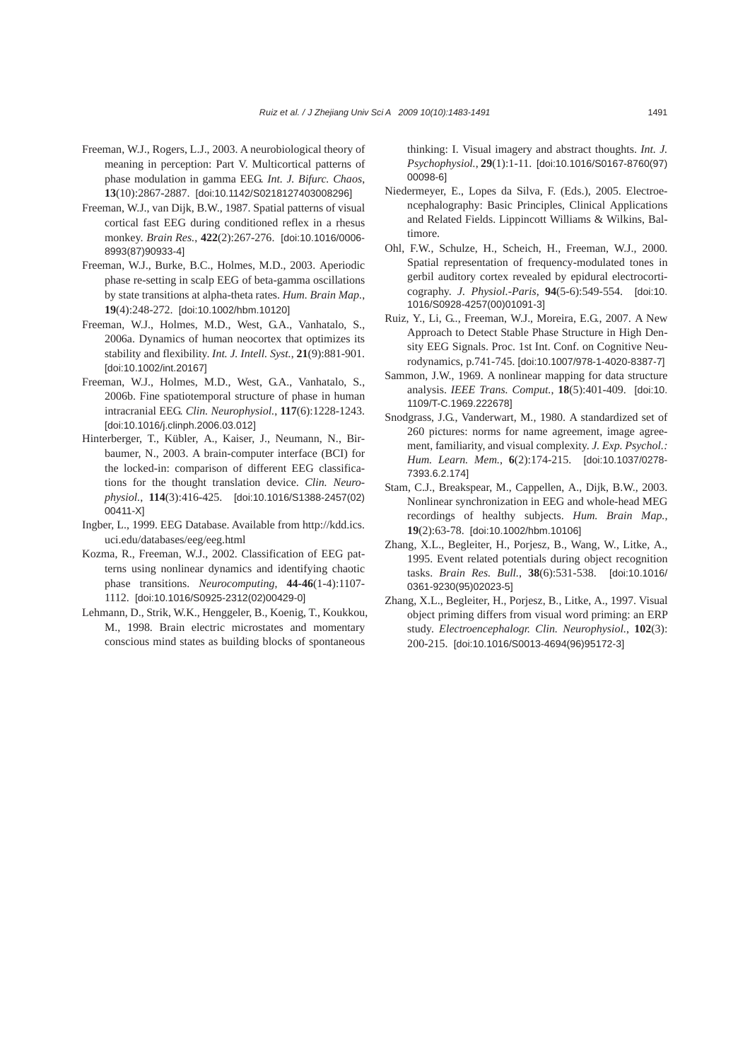Freeman, W.J., Rogers, L.J., 2003. A neurobiological theory of meaning in perception: Part V. Multicortical patterns of phase modulation in gamma EEG. *Int. J. Bifurc. Chaos*, **13**(10):2867-2887. [doi:10.1142/S0218127403008296]

Freeman, W.J., van Dijk, B.W., 1987. Spatial patterns of visual cortical fast EEG during conditioned reflex in a rhesus monkey. *Brain Res.*, **422**(2):267-276. [doi:10.1016/0006-8993(87)90933-4]

Freeman, W.J., Burke, B.C., Holmes, M.D., 2003. Aperiodic phase re-setting in scalp EEG of beta-gamma oscillations by state transitions at alpha-theta rates. *Hum. Brain Map.*, **19**(4):248-272. [doi:10.1002/hbm.10120]

Freeman, W.J., Holmes, M.D., West, G.A., Vanhatalo, S., 2006a. Dynamics of human neocortex that optimizes its stability and flexibility. *Int. J. Intell. Syst.*, **21**(9):881-901. [doi:10.1002/int.20167]

Freeman, W.J., Holmes, M.D., West, G.A., Vanhatalo, S., 2006b. Fine spatiotemporal structure of phase in human intracranial EEG. *Clin. Neurophysiol.*, **117**(6):1228-1243. [doi:10.1016/j.clinph.2006.03.012]

Hinterberger, T., Kübler, A., Kaiser, J., Neumann, N., Birbaumer, N., 2003. A brain-computer interface (BCI) for the locked-in: comparison of different EEG classifications for the thought translation device. *Clin. Neurophysiol.*, **114**(3):416-425. [doi:10.1016/S1388-2457(02)00411-X]

Ingber, L., 1999. EEG Database. Available from http://kdd.ics.uci.edu/databases/eeg/eeg.html

Kozma, R., Freeman, W.J., 2002. Classification of EEG patterns using nonlinear dynamics and identifying chaotic phase transitions. *Neurocomputing*, **44-46**(1-4):1107-1112. [doi:10.1016/S0925-2312(02)00429-0]

Lehmann, D., Strik, W.K., Henggeler, B., Koenig, T., Koukkou, M., 1998. Brain electric microstates and momentary conscious mind states as building blocks of spontaneous thinking: I. Visual imagery and abstract thoughts. *Int. J. Psychophysiol.*, **29**(1):1-11. [doi:10.1016/S0167-8760(97)00098-6]

Niedermeyer, E., Lopes da Silva, F. (Eds.), 2005. Electroencephalography: Basic Principles, Clinical Applications and Related Fields. Lippincott Williams & Wilkins, Baltimore.

Ohl, F.W., Schulze, H., Scheich, H., Freeman, W.J., 2000. Spatial representation of frequency-modulated tones in gerbil auditory cortex revealed by epidural electrocorticography. *J. Physiol.-Paris*, **94**(5-6):549-554. [doi:10.1016/S0928-4257(00)01091-3]

Ruiz, Y., Li, G.., Freeman, W.J., Moreira, E.G., 2007. A New Approach to Detect Stable Phase Structure in High Density EEG Signals. Proc. 1st Int. Conf. on Cognitive Neurodynamics, p.741-745. [doi:10.1007/978-1-4020-8387-7]

Sammon, J.W., 1969. A nonlinear mapping for data structure analysis. *IEEE Trans. Comput.*, **18**(5):401-409. [doi:10.1109/T-C.1969.222678]

Snodgrass, J.G., Vanderwart, M., 1980. A standardized set of 260 pictures: norms for name agreement, image agreement, familiarity, and visual complexity. *J. Exp. Psychol.: Hum. Learn. Mem.*, **6**(2):174-215. [doi:10.1037/0278-7393.6.2.174]

Stam, C.J., Breakspear, M., Cappellen, A., Dijk, B.W., 2003. Nonlinear synchronization in EEG and whole-head MEG recordings of healthy subjects. *Hum. Brain Map.*, **19**(2):63-78. [doi:10.1002/hbm.10106]

Zhang, X.L., Begleiter, H., Porjesz, B., Wang, W., Litke, A., 1995. Event related potentials during object recognition tasks. *Brain Res. Bull.*, **38**(6):531-538. [doi:10.1016/0361-9230(95)02023-5]

Zhang, X.L., Begleiter, H., Porjesz, B., Litke, A., 1997. Visual object priming differs from visual word priming: an ERP study. *Electroencephalogr. Clin. Neurophysiol.*, **102**(3):200-215. [doi:10.1016/S0013-4694(96)95172-3]